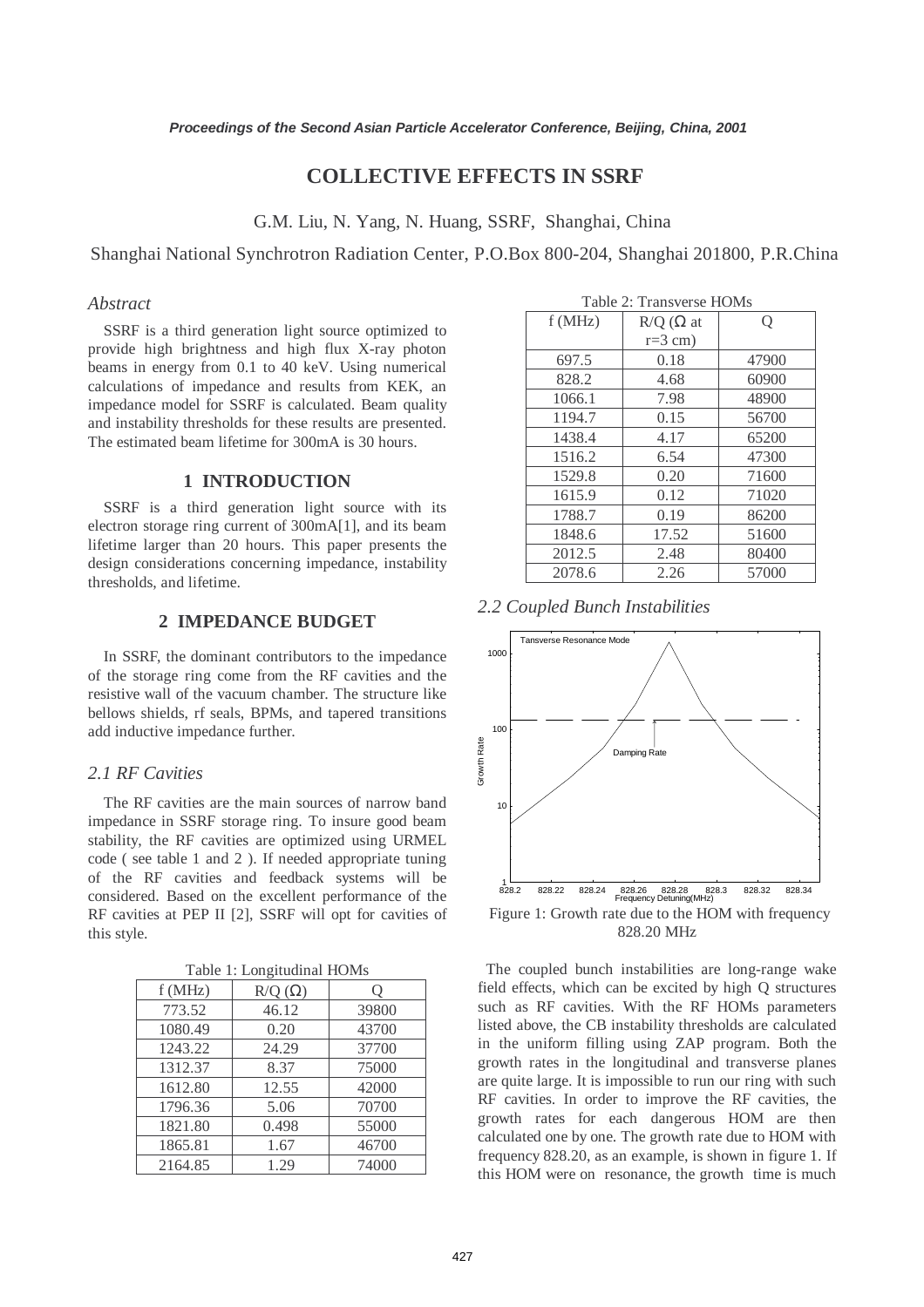# COLLECTIVE EFFECTS IN SSRF

G.M. Liu, N. Yang, N. Huang, SSRF, Shanghai, China

Shanghai National Synchrotron Radiation Center, P.O.Box 800-204, Shanghai 201800, P.R.China

*Abstract*

SSRF is a third generation light source optimized to provide high brightness and high flux X-ray photon beams in energy from 0.1 to 40 keV. Using numerical calculations of impedance and results from KEK, an impedance model for SSRF is calculated. Beam quality and instability thresholds for these results are presented. The estimated beam lifetime for 300mA is 30 hours.

## 1 INTRODUCTION

SSRF is a third generation light source with its electron storage ring current of 300mA[1], and its beam lifetime larger than 20 hours. This paper presents the design considerations concerning impedance, instability thresholds, and lifetime.

## 2 IMPEDANCE BUDGET

In SSRF, the dominant contributors to the impedance of the storage ring come from the RF cavities and the resistive wall of the vacuum chamber. The structure like bellows shields, rf seals, BPMs, and tapered transitions add inductive impedance further.

### *2.1 RF Cavities*

The RF cavities are the main sources of narrow band impedance in SSRF storage ring. To insure good beam stability, the RF cavities are optimized using URMEL code ( see table 1 and 2 ). If needed appropriate tuning of the RF cavities and feedback systems will be considered. Based on the excellent performance of the RF cavities at PEP II [2], SSRF will opt for cavities of this style.

Table 1: Longitudinal HOMs

| f (MHz) | R/Q (Ω) | Q |
|---|---|---|
| 773.52 | 46.12 | 39800 |
| 1080.49 | 0.20 | 43700 |
| 1243.22 | 24.29 | 37700 |
| 1312.37 | 8.37 | 75000 |
| 1612.80 | 12.55 | 42000 |
| 1796.36 | 5.06 | 70700 |
| 1821.80 | 0.498 | 55000 |
| 1865.81 | 1.67 | 46700 |
| 2164.85 | 1.29 | 74000 |

Table 2: Transverse HOMs

| f (MHz) | R/Q (Ω at r=3 cm) | Q |
|---|---|---|
| 697.5 | 0.18 | 47900 |
| 828.2 | 4.68 | 60900 |
| 1066.1 | 7.98 | 48900 |
| 1194.7 | 0.15 | 56700 |
| 1438.4 | 4.17 | 65200 |
| 1516.2 | 6.54 | 47300 |
| 1529.8 | 0.20 | 71600 |
| 1615.9 | 0.12 | 71020 |
| 1788.7 | 0.19 | 86200 |
| 1848.6 | 17.52 | 51600 |
| 2012.5 | 2.48 | 80400 |
| 2078.6 | 2.26 | 57000 |

### *2.2 Coupled Bunch Instabilities*

Figure 1: Growth rate due to the HOM with frequency 828.20 MHz

The coupled bunch instabilities are long-range wake field effects, which can be excited by high Q structures such as RF cavities. With the RF HOMs parameters listed above, the CB instability thresholds are calculated in the uniform filling using ZAP program. Both the growth rates in the longitudinal and transverse planes are quite large. It is impossible to run our ring with such RF cavities. In order to improve the RF cavities, the growth rates for each dangerous HOM are then calculated one by one. The growth rate due to HOM with frequency 828.20, as an example, is shown in figure 1. If this HOM were on resonance, the growth time is much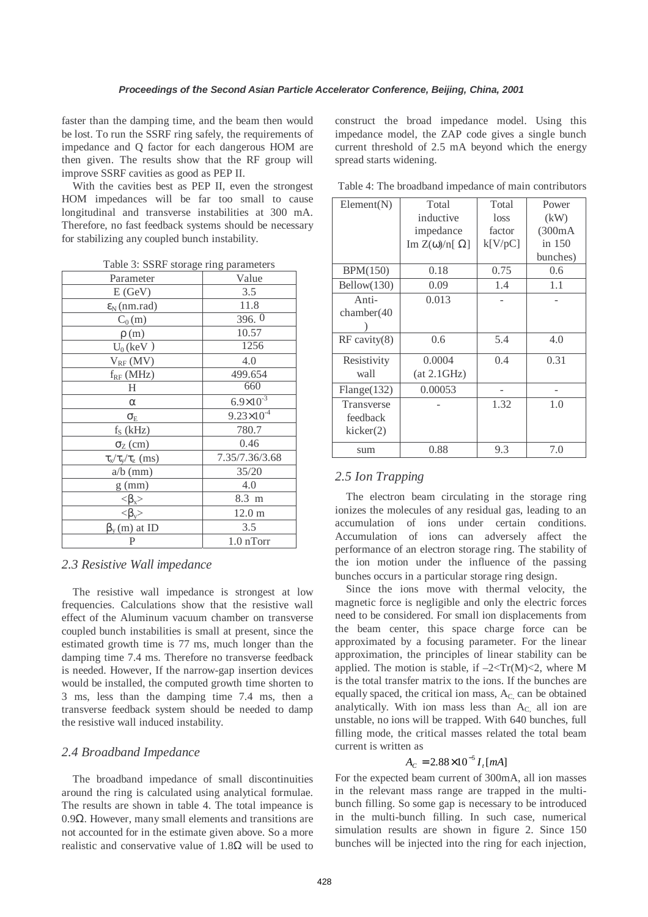faster than the damping time, and the beam then would be lost. To run the SSRF ring safely, the requirements of impedance and Q factor for each dangerous HOM are then given. The results show that the RF group will improve SSRF cavities as good as PEP II.

With the cavities best as PEP II, even the strongest HOM impedances will be far too small to cause longitudinal and transverse instabilities at 300 mA. Therefore, no fast feedback systems should be necessary for stabilizing any coupled bunch instability.

Table 3: SSRF storage ring parameters

| Parameter | Value |
|---|---|
| E (GeV) | 3.5 |
| $\varepsilon_N$ (nm.rad) | 11.8 |
| $C_0$ (m) | 396. 0 |
| $\rho$ (m) | 10.57 |
| $U_0$ (keV ) | 1256 |
| $V_{RF}$ (MV) | 4.0 |
| $f_{RF}$ (MHz) | 499.654 |
| H | 660 |
| $\alpha$ | $6.9\times10^{-3}$ |
| $\sigma_E$ | $9.23\times10^{-4}$ |
| $f_S$ (kHz) | 780.7 |
| $\sigma_Z$ (cm) | 0.46 |
| $\tau_x/\tau_y/\tau_z$ (ms) | 7.35/7.36/3.68 |
| a/b (mm) | 35/20 |
| g (mm) | 4.0 |
| $<\beta_x>$ | 8.3 m |
| $<\beta_y>$ | 12.0 m |
| $\beta_y$ (m) at ID | 3.5 |
| P | 1.0 nTorr |

## *2.3 Resistive Wall impedance*

The resistive wall impedance is strongest at low frequencies. Calculations show that the resistive wall effect of the Aluminum vacuum chamber on transverse coupled bunch instabilities is small at present, since the estimated growth time is 77 ms, much longer than the damping time 7.4 ms. Therefore no transverse feedback is needed. However, If the narrow-gap insertion devices would be installed, the computed growth time shorten to 3 ms, less than the damping time 7.4 ms, then a transverse feedback system should be needed to damp the resistive wall induced instability.

## *2.4 Broadband Impedance*

The broadband impedance of small discontinuities around the ring is calculated using analytical formulae. The results are shown in table 4. The total impeance is 0.9Ω. However, many small elements and transitions are not accounted for in the estimate given above. So a more realistic and conservative value of 1.8Ω will be used to construct the broad impedance model. Using this impedance model, the ZAP code gives a single bunch current threshold of 2.5 mA beyond which the energy spread starts widening.

Table 4: The broadband impedance of main contributors

| Element(N) | Total inductive impedance Im $Z(\omega)/n$[ Ω] | Total loss factor k[V/pC] | Power (kW) (300mA in 150 bunches) |
|---|---|---|---|
| BPM(150) | 0.18 | 0.75 | 0.6 |
| Bellow(130) | 0.09 | 1.4 | 1.1 |
| Anti-chamber(40) | 0.013 | - | - |
| RF cavity(8) | 0.6 | 5.4 | 4.0 |
| Resistivity wall | 0.0004 (at 2.1GHz) | 0.4 | 0.31 |
| Flange(132) | 0.00053 | - | - |
| Transverse feedback kicker(2) | - | 1.32 | 1.0 |
| sum | 0.88 | 9.3 | 7.0 |

## *2.5 Ion Trapping*

The electron beam circulating in the storage ring ionizes the molecules of any residual gas, leading to an accumulation of ions under certain conditions. Accumulation of ions can adversely affect the performance of an electron storage ring. The stability of the ion motion under the influence of the passing bunches occurs in a particular storage ring design.

Since the ions move with thermal velocity, the magnetic force is negligible and only the electric forces need to be considered. For small ion displacements from the beam center, this space charge force can be approximated by a focusing parameter. For the linear approximation, the principles of linear stability can be applied. The motion is stable, if $-2<\mathrm{Tr}(M)<2$, where M is the total transfer matrix to the ions. If the bunches are equally spaced, the critical ion mass, $A_C$, can be obtained analytically. With ion mass less than $A_C$, all ion are unstable, no ions will be trapped. With 640 bunches, full filling mode, the critical masses related the total beam current is written as

$$A_C = 2.88\times10^{-5} I_t[mA]$$

For the expected beam current of 300mA, all ion masses in the relevant mass range are trapped in the multi-bunch filling. So some gap is necessary to be introduced in the multi-bunch filling. In such case, numerical simulation results are shown in figure 2. Since 150 bunches will be injected into the ring for each injection,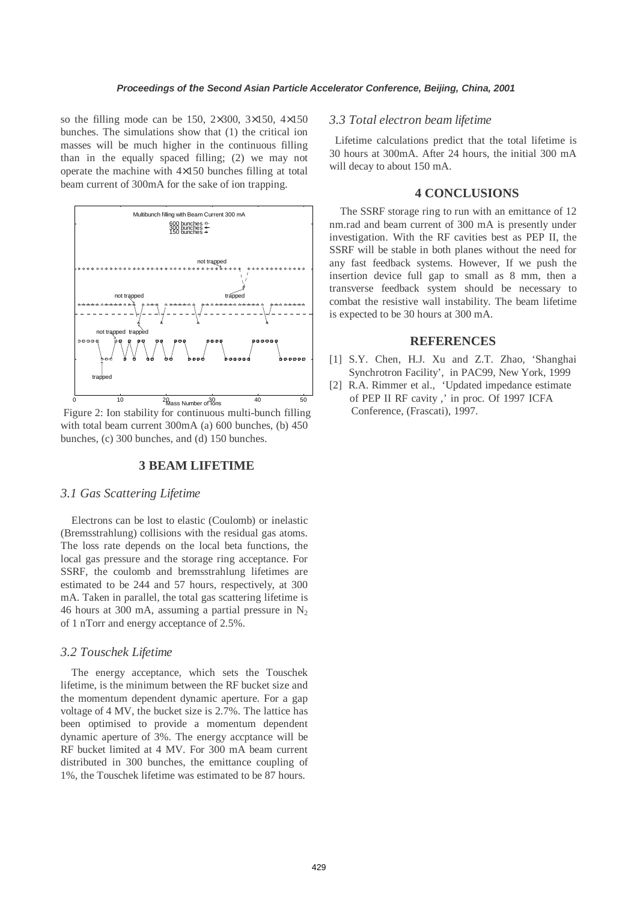so the filling mode can be 150, 2×300, 3×150, 4×150 bunches. The simulations show that (1) the critical ion masses will be much higher in the continuous filling than in the equally spaced filling; (2) we may not operate the machine with 4×150 bunches filling at total beam current of 300mA for the sake of ion trapping.

Multibunch filling with Beam Current 300 mA

600 bunches
300 bunches
150 bunches

not trapped

not trapped

trapped

not trapped trapped

trapped

0 10 20 30 40 50

Mass Number of Ions

Figure 2: Ion stability for continuous multi-bunch filling with total beam current 300mA (a) 600 bunches, (b) 450 bunches, (c) 300 bunches, and (d) 150 bunches.

## 3 BEAM LIFETIME

### *3.1 Gas Scattering Lifetime*

Electrons can be lost to elastic (Coulomb) or inelastic (Bremsstrahlung) collisions with the residual gas atoms. The loss rate depends on the local beta functions, the local gas pressure and the storage ring acceptance. For SSRF, the coulomb and bremsstrahlung lifetimes are estimated to be 244 and 57 hours, respectively, at 300 mA. Taken in parallel, the total gas scattering lifetime is 46 hours at 300 mA, assuming a partial pressure in $N_2$ of 1 nTorr and energy acceptance of 2.5%.

### *3.2 Touschek Lifetime*

The energy acceptance, which sets the Touschek lifetime, is the minimum between the RF bucket size and the momentum dependent dynamic aperture. For a gap voltage of 4 MV, the bucket size is 2.7%. The lattice has been optimised to provide a momentum dependent dynamic aperture of 3%. The energy accptance will be RF bucket limited at 4 MV. For 300 mA beam current distributed in 300 bunches, the emittance coupling of 1%, the Touschek lifetime was estimated to be 87 hours.

### *3.3 Total electron beam lifetime*

Lifetime calculations predict that the total lifetime is 30 hours at 300mA. After 24 hours, the initial 300 mA will decay to about 150 mA.

## 4 CONCLUSIONS

The SSRF storage ring to run with an emittance of 12 nm.rad and beam current of 300 mA is presently under investigation. With the RF cavities best as PEP II, the SSRF will be stable in both planes without the need for any fast feedback systems. However, If we push the insertion device full gap to small as 8 mm, then a transverse feedback system should be necessary to combat the resistive wall instability. The beam lifetime is expected to be 30 hours at 300 mA.

## REFERENCES

[1] S.Y. Chen, H.J. Xu and Z.T. Zhao, 'Shanghai Synchrotron Facility', in PAC99, New York, 1999

[2] R.A. Rimmer et al., 'Updated impedance estimate of PEP II RF cavity ,' in proc. Of 1997 ICFA Conference, (Frascati), 1997.